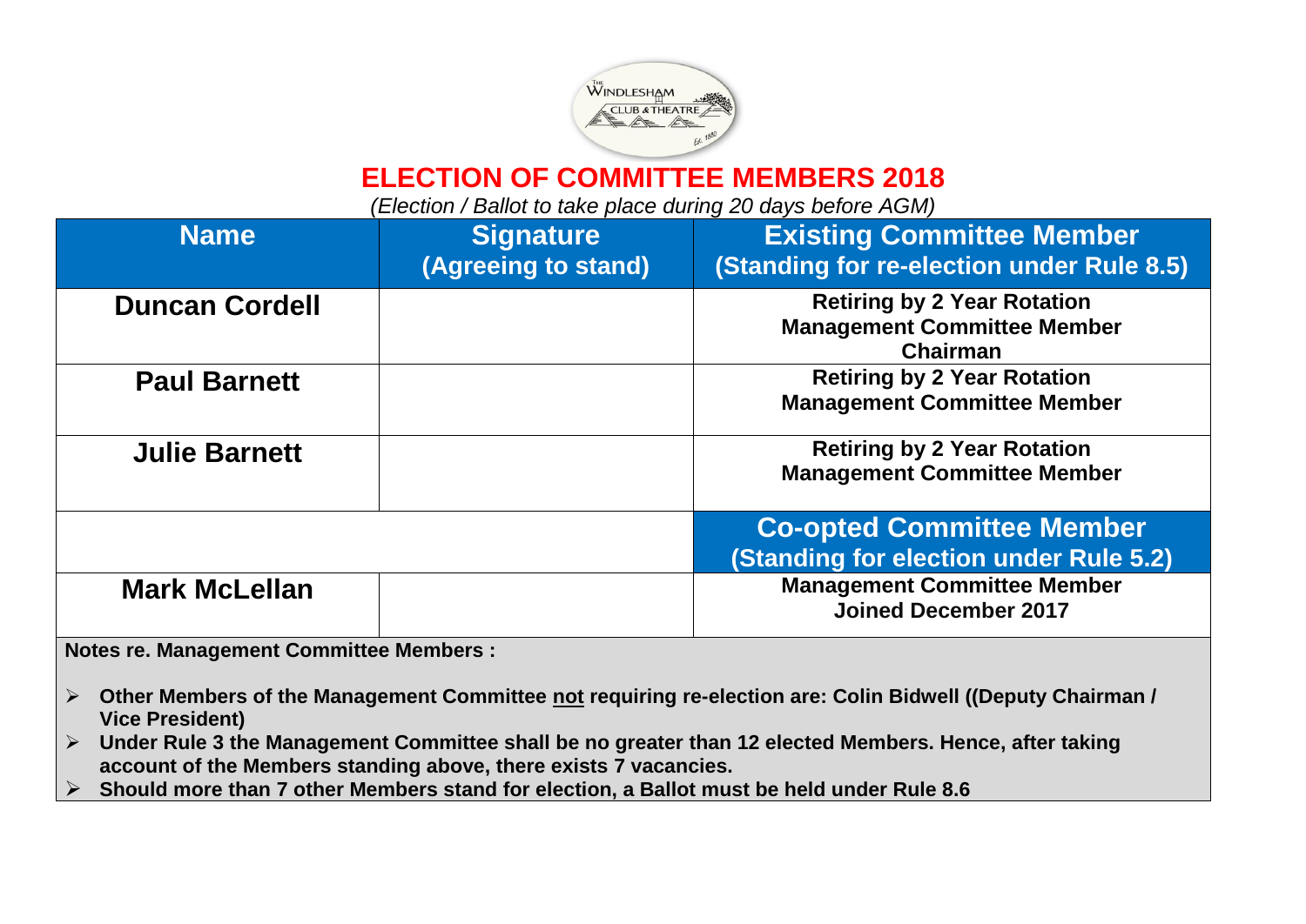# ELECTION OF COMMITTEE MEMBERS 2018

*(Election / Ballot to take place during 20 days before AGM)*

| Name | Signature (Agreeing to stand) | Existing Committee Member (Standing for re-election under Rule 8.5) |
|---|---|---|
| **Duncan Cordell** | | **Retiring by 2 Year Rotation**<br>**Management Committee Member**<br>**Chairman** |
| **Paul Barnett** | | **Retiring by 2 Year Rotation**<br>**Management Committee Member** |
| **Julie Barnett** | | **Retiring by 2 Year Rotation**<br>**Management Committee Member** |
| | | **Co-opted Committee Member (Standing for election under Rule 5.2)** |
| **Mark McLellan** | | **Management Committee Member**<br>**Joined December 2017** |

**Notes re. Management Committee Members :**

- **Other Members of the Management Committee not requiring re-election are: Colin Bidwell ((Deputy Chairman / Vice President)**
- **Under Rule 3 the Management Committee shall be no greater than 12 elected Members. Hence, after taking account of the Members standing above, there exists 7 vacancies.**
- **Should more than 7 other Members stand for election, a Ballot must be held under Rule 8.6**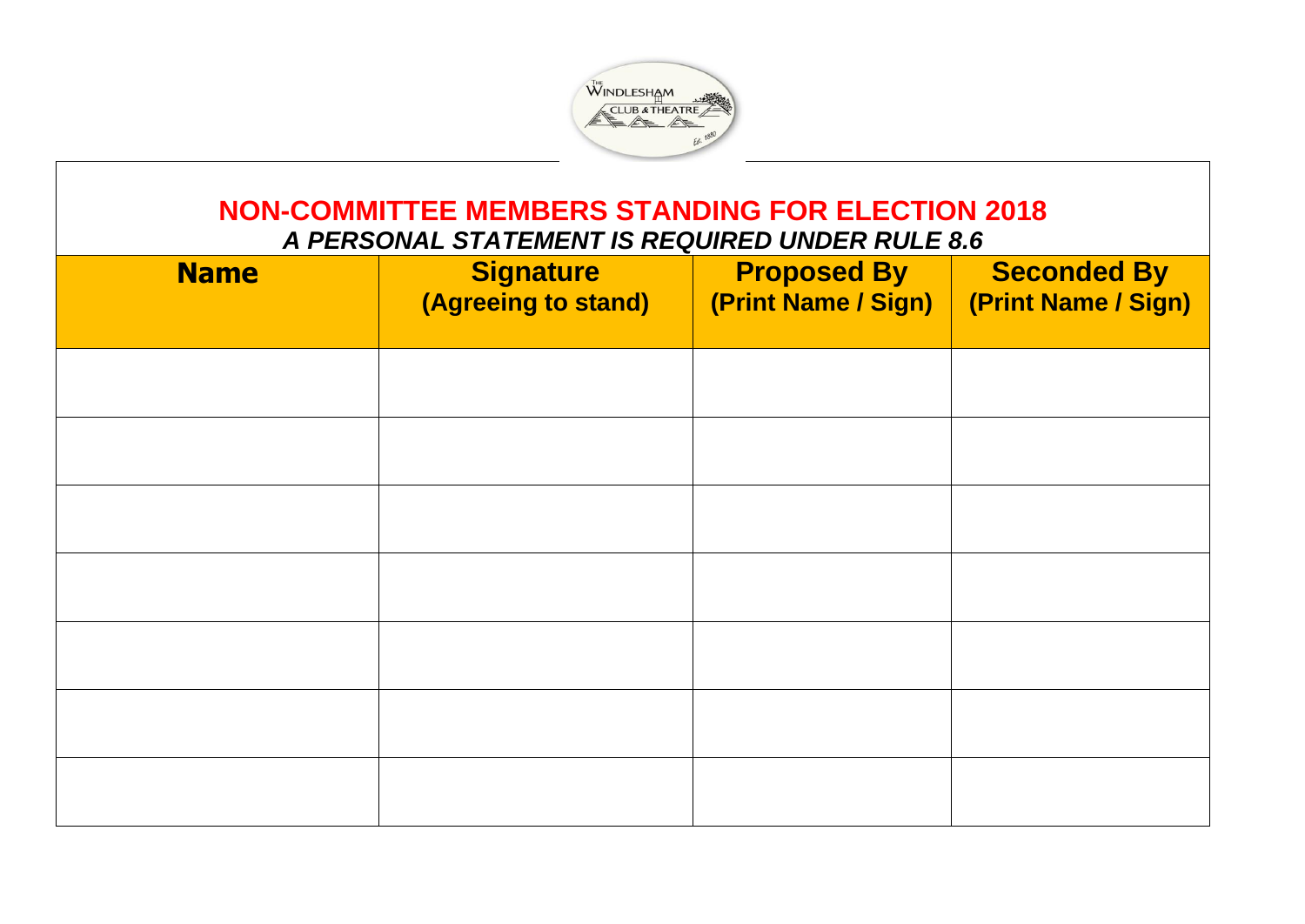# NON-COMMITTEE MEMBERS STANDING FOR ELECTION 2018

***A PERSONAL STATEMENT IS REQUIRED UNDER RULE 8.6***

| **Name** | **Signature (Agreeing to stand)** | **Proposed By (Print Name / Sign)** | **Seconded By (Print Name / Sign)** |
|---|---|---|---|
| | | | |
| | | | |
| | | | |
| | | | |
| | | | |
| | | | |
| | | | |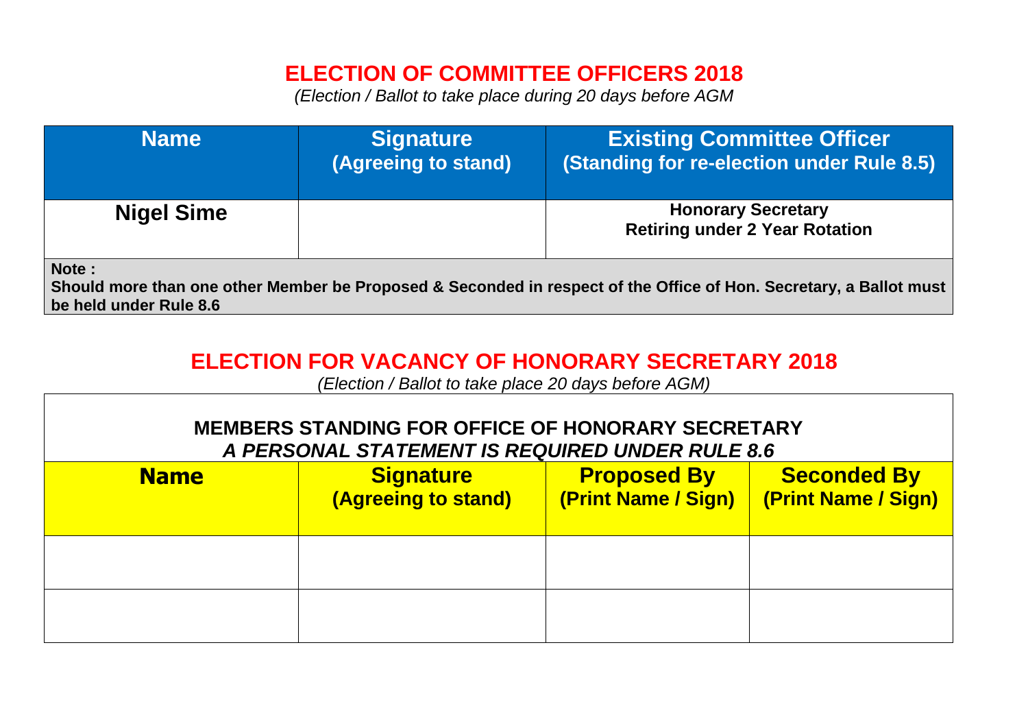# ELECTION OF COMMITTEE OFFICERS 2018

*(Election / Ballot to take place during 20 days before AGM*

| Name | Signature (Agreeing to stand) | Existing Committee Officer (Standing for re-election under Rule 8.5) |
|---|---|---|
| **Nigel Sime** | | **Honorary Secretary**<br>**Retiring under 2 Year Rotation** |
| **Note :**<br>**Should more than one other Member be Proposed & Seconded in respect of the Office of Hon. Secretary, a Ballot must be held under Rule 8.6** | | |

# ELECTION FOR VACANCY OF HONORARY SECRETARY 2018

*(Election / Ballot to take place 20 days before AGM)*

| MEMBERS STANDING FOR OFFICE OF HONORARY SECRETARY<br>*A PERSONAL STATEMENT IS REQUIRED UNDER RULE 8.6* | | | |
|---|---|---|---|
| **Name** | **Signature (Agreeing to stand)** | **Proposed By (Print Name / Sign)** | **Seconded By (Print Name / Sign)** |
| | | | |
| | | | |